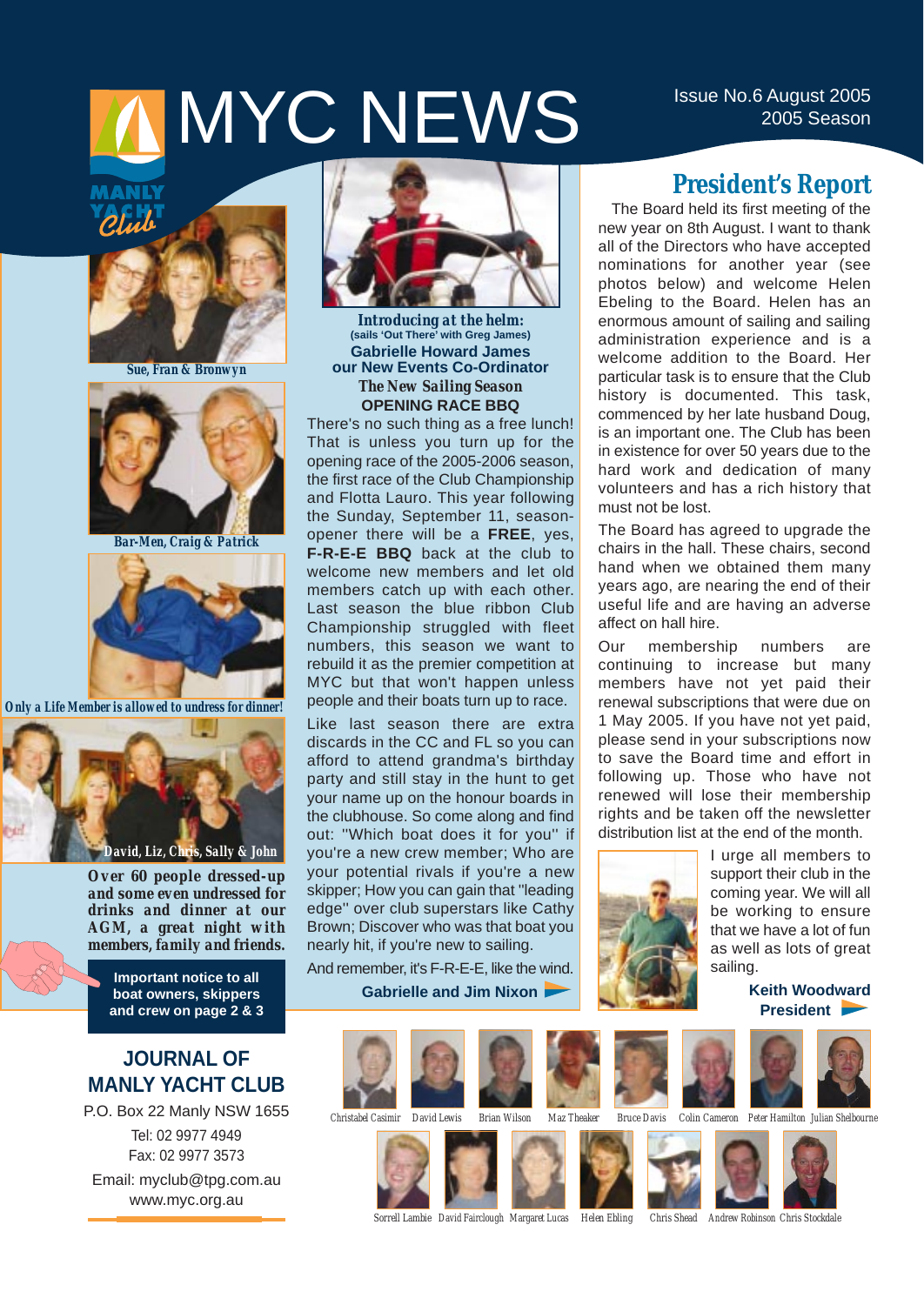# MYC NEWS

Issue No.6 August 2005
2005 Season

Sue, Fran & Bronwyn

Bar-Men, Craig & Patrick

Only a Life Member is allowed to undress for dinner!

David, Liz, Chris, Sally & John

*Over 60 people dressed-up and some even undressed for drinks and dinner at our AGM, a great night with members, family and friends.*

**Important notice to all boat owners, skippers and crew on page 2 & 3**

## JOURNAL OF MANLY YACHT CLUB

P.O. Box 22 Manly NSW 1655

Tel: 02 9977 4949

Fax: 02 9977 3573

Email: myclub@tpg.com.au

www.myc.org.au

**Introducing at the helm:**
(sails 'Out There' with Greg James)

**Gabrielle Howard James our New Events Co-Ordinator**

### The New Sailing Season

**OPENING RACE BBQ**

There's no such thing as a free lunch! That is unless you turn up for the opening race of the 2005-2006 season, the first race of the Club Championship and Flotta Lauro. This year following the Sunday, September 11, season-opener there will be a **FREE**, yes, **F-R-E-E BBQ** back at the club to welcome new members and let old members catch up with each other. Last season the blue ribbon Club Championship struggled with fleet numbers, this season we want to rebuild it as the premier competition at MYC but that won't happen unless people and their boats turn up to race.

Like last season there are extra discards in the CC and FL so you can afford to attend grandma's birthday party and still stay in the hunt to get your name up on the honour boards in the clubhouse. So come along and find out: "Which boat does it for you" if you're a new crew member; Who are your potential rivals if you're a new skipper; How you can gain that "leading edge" over club superstars like Cathy Brown; Discover who was that boat you nearly hit, if you're new to sailing.

And remember, it's F-R-E-E, like the wind.

**Gabrielle and Jim Nixon**

## President's Report

The Board held its first meeting of the new year on 8th August. I want to thank all of the Directors who have accepted nominations for another year (see photos below) and welcome Helen Ebeling to the Board. Helen has an enormous amount of sailing and sailing administration experience and is a welcome addition to the Board. Her particular task is to ensure that the Club history is documented. This task, commenced by her late husband Doug, is an important one. The Club has been in existence for over 50 years due to the hard work and dedication of many volunteers and has a rich history that must not be lost.

The Board has agreed to upgrade the chairs in the hall. These chairs, second hand when we obtained them many years ago, are nearing the end of their useful life and are having an adverse affect on hall hire.

Our membership numbers are continuing to increase but many members have not yet paid their renewal subscriptions that were due on 1 May 2005. If you have not yet paid, please send in your subscriptions now to save the Board time and effort in following up. Those who have not renewed will lose their membership rights and be taken off the newsletter distribution list at the end of the month.

I urge all members to support their club in the coming year. We will all be working to ensure that we have a lot of fun as well as lots of great sailing.

**Keith Woodward**
**President**

Christabel Casimir, David Lewis, Brian Wilson, Maz Theaker, Bruce Davis, Colin Cameron, Peter Hamilton, Julian Shelbourne

Sorrell Lambie, David Fairclough, Margaret Lucas, Helen Ebling, Chris Shead, Andrew Robinson, Chris Stockdale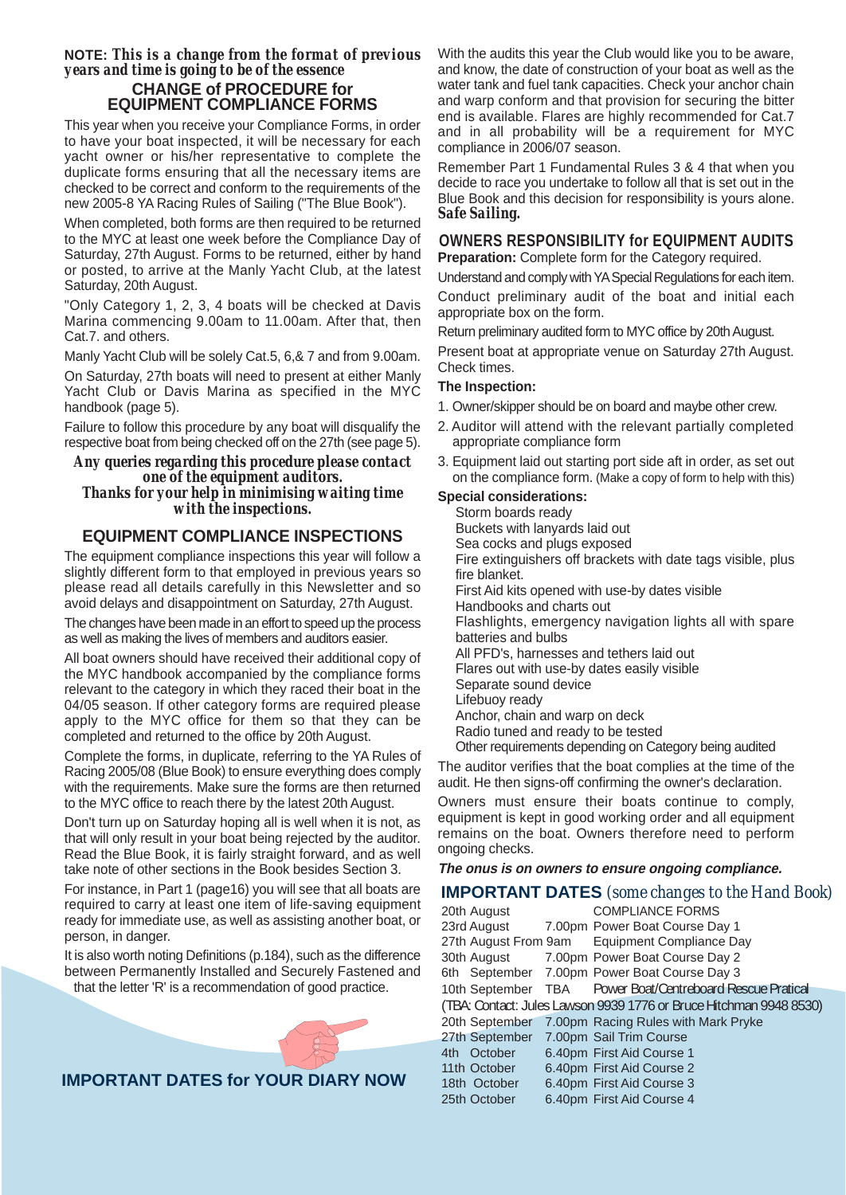**NOTE:** *This is a change from the format of previous years and time is going to be of the essence*

## CHANGE of PROCEDURE for EQUIPMENT COMPLIANCE FORMS

This year when you receive your Compliance Forms, in order to have your boat inspected, it will be necessary for each yacht owner or his/her representative to complete the duplicate forms ensuring that all the necessary items are checked to be correct and conform to the requirements of the new 2005-8 YA Racing Rules of Sailing ("The Blue Book").

When completed, both forms are then required to be returned to the MYC at least one week before the Compliance Day of Saturday, 27th August. Forms to be returned, either by hand or posted, to arrive at the Manly Yacht Club, at the latest Saturday, 20th August.

"Only Category 1, 2, 3, 4 boats will be checked at Davis Marina commencing 9.00am to 11.00am. After that, then Cat.7. and others.

Manly Yacht Club will be solely Cat.5, 6,& 7 and from 9.00am.

On Saturday, 27th boats will need to present at either Manly Yacht Club or Davis Marina as specified in the MYC handbook (page 5).

Failure to follow this procedure by any boat will disqualify the respective boat from being checked off on the 27th (see page 5).

*Any queries regarding this procedure please contact one of the equipment auditors.*
*Thanks for your help in minimising waiting time with the inspections.*

## EQUIPMENT COMPLIANCE INSPECTIONS

The equipment compliance inspections this year will follow a slightly different form to that employed in previous years so please read all details carefully in this Newsletter and so avoid delays and disappointment on Saturday, 27th August.

The changes have been made in an effort to speed up the process as well as making the lives of members and auditors easier.

All boat owners should have received their additional copy of the MYC handbook accompanied by the compliance forms relevant to the category in which they raced their boat in the 04/05 season. If other category forms are required please apply to the MYC office for them so that they can be completed and returned to the office by 20th August.

Complete the forms, in duplicate, referring to the YA Rules of Racing 2005/08 (Blue Book) to ensure everything does comply with the requirements. Make sure the forms are then returned to the MYC office to reach there by the latest 20th August.

Don't turn up on Saturday hoping all is well when it is not, as that will only result in your boat being rejected by the auditor. Read the Blue Book, it is fairly straight forward, and as well take note of other sections in the Book besides Section 3.

For instance, in Part 1 (page16) you will see that all boats are required to carry at least one item of life-saving equipment ready for immediate use, as well as assisting another boat, or person, in danger.

It is also worth noting Definitions (p.184), such as the difference between Permanently Installed and Securely Fastened and that the letter 'R' is a recommendation of good practice.

With the audits this year the Club would like you to be aware, and know, the date of construction of your boat as well as the water tank and fuel tank capacities. Check your anchor chain and warp conform and that provision for securing the bitter end is available. Flares are highly recommended for Cat.7 and in all probability will be a requirement for MYC compliance in 2006/07 season.

Remember Part 1 Fundamental Rules 3 & 4 that when you decide to race you undertake to follow all that is set out in the Blue Book and this decision for responsibility is yours alone.
***Safe Sailing.***

## OWNERS RESPONSIBILITY for EQUIPMENT AUDITS

**Preparation:** Complete form for the Category required.

Understand and comply with YA Special Regulations for each item.

Conduct preliminary audit of the boat and initial each appropriate box on the form.

Return preliminary audited form to MYC office by 20th August.

Present boat at appropriate venue on Saturday 27th August. Check times.

**The Inspection:**

1. Owner/skipper should be on board and maybe other crew.
2. Auditor will attend with the relevant partially completed appropriate compliance form
3. Equipment laid out starting port side aft in order, as set out on the compliance form. (Make a copy of form to help with this)

**Special considerations:**

- Storm boards ready
- Buckets with lanyards laid out
- Sea cocks and plugs exposed
- Fire extinguishers off brackets with date tags visible, plus fire blanket.
- First Aid kits opened with use-by dates visible
- Handbooks and charts out
- Flashlights, emergency navigation lights all with spare batteries and bulbs
- All PFD's, harnesses and tethers laid out
- Flares out with use-by dates easily visible
- Separate sound device
- Lifebuoy ready
- Anchor, chain and warp on deck
- Radio tuned and ready to be tested
- Other requirements depending on Category being audited

The auditor verifies that the boat complies at the time of the audit. He then signs-off confirming the owner's declaration.

Owners must ensure their boats continue to comply, equipment is kept in good working order and all equipment remains on the boat. Owners therefore need to perform ongoing checks.

***The onus is on owners to ensure ongoing compliance.***

## IMPORTANT DATES for YOUR DIARY NOW

**IMPORTANT DATES** *(some changes to the Hand Book)*

| Date | Time | Event |
|---|---|---|
| 20th August | | COMPLIANCE FORMS |
| 23rd August | 7.00pm | Power Boat Course Day 1 |
| 27th August | From 9am | Equipment Compliance Day |
| 30th August | 7.00pm | Power Boat Course Day 2 |
| 6th September | 7.00pm | Power Boat Course Day 3 |
| 10th September | TBA | Power Boat/Centreboard Rescue Pratical |
| (TBA: Contact: Jules Lawson 9939 1776 or Bruce Hitchman 9948 8530) | | |
| 20th September | 7.00pm | Racing Rules with Mark Pryke |
| 27th September | 7.00pm | Sail Trim Course |
| 4th October | 6.40pm | First Aid Course 1 |
| 11th October | 6.40pm | First Aid Course 2 |
| 18th October | 6.40pm | First Aid Course 3 |
| 25th October | 6.40pm | First Aid Course 4 |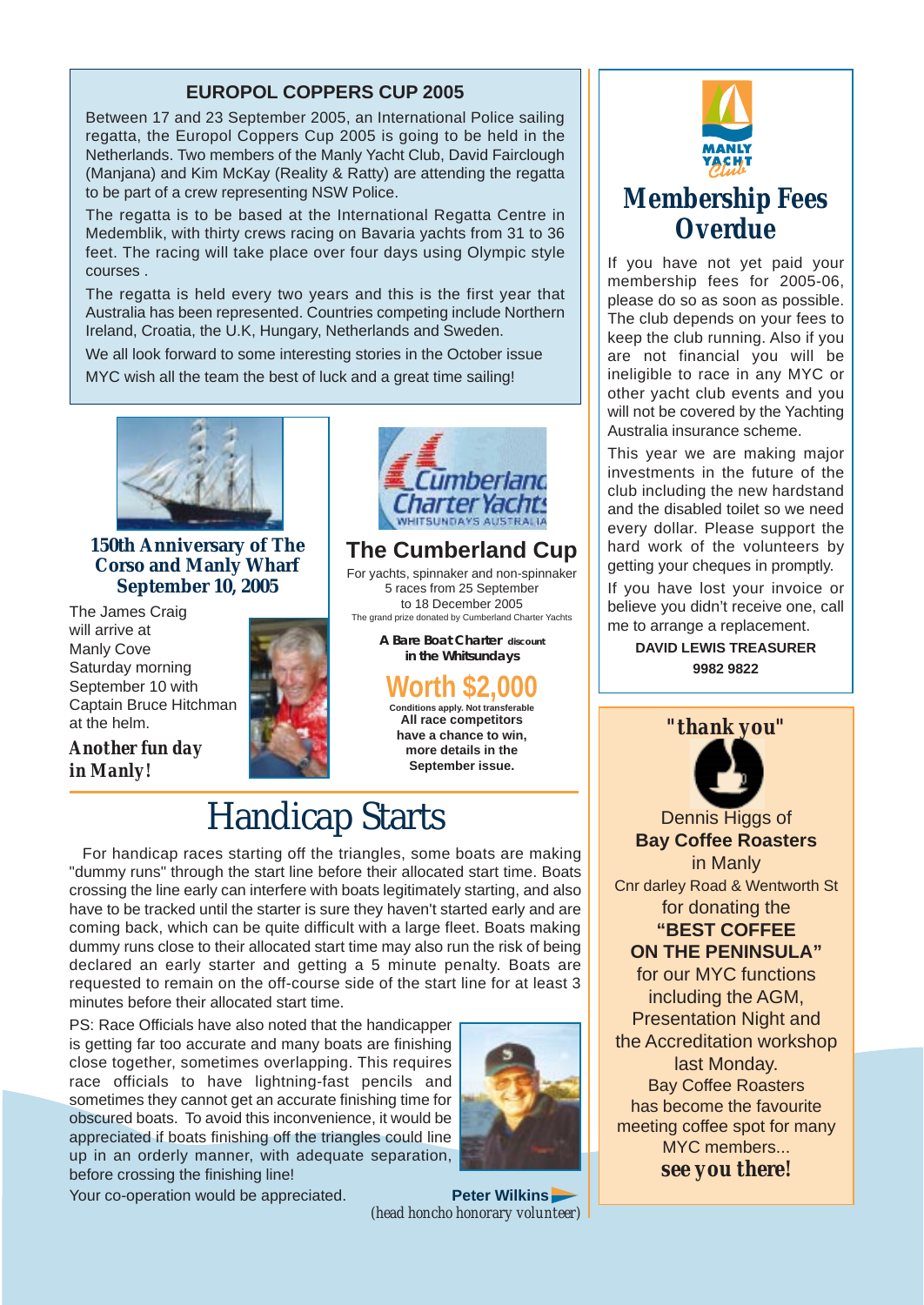## EUROPOL COPPERS CUP 2005

Between 17 and 23 September 2005, an International Police sailing regatta, the Europol Coppers Cup 2005 is going to be held in the Netherlands. Two members of the Manly Yacht Club, David Fairclough (Manjana) and Kim McKay (Reality & Ratty) are attending the regatta to be part of a crew representing NSW Police.

The regatta is to be based at the International Regatta Centre in Medemblik, with thirty crews racing on Bavaria yachts from 31 to 36 feet. The racing will take place over four days using Olympic style courses .

The regatta is held every two years and this is the first year that Australia has been represented. Countries competing include Northern Ireland, Croatia, the U.K, Hungary, Netherlands and Sweden.

We all look forward to some interesting stories in the October issue

MYC wish all the team the best of luck and a great time sailing!

### 150th Anniversary of The Corso and Manly Wharf September 10, 2005

The James Craig will arrive at Manly Cove Saturday morning September 10 with Captain Bruce Hitchman at the helm.

***Another fun day in Manly!***

### The Cumberland Cup

Cumberland Charter Yachts — WHITSUNDAYS AUSTRALIA

For yachts, spinnaker and non-spinnaker
5 races from 25 September
to 18 December 2005
The grand prize donated by Cumberland Charter Yachts

**A Bare Boat Charter discount in the Whitsundays**

**Worth $2,000**

Conditions apply. Not transferable

**All race competitors have a chance to win, more details in the September issue.**

# Handicap Starts

For handicap races starting off the triangles, some boats are making "dummy runs" through the start line before their allocated start time. Boats crossing the line early can interfere with boats legitimately starting, and also have to be tracked until the starter is sure they haven't started early and are coming back, which can be quite difficult with a large fleet. Boats making dummy runs close to their allocated start time may also run the risk of being declared an early starter and getting a 5 minute penalty. Boats are requested to remain on the off-course side of the start line for at least 3 minutes before their allocated start time.

PS: Race Officials have also noted that the handicapper is getting far too accurate and many boats are finishing close together, sometimes overlapping. This requires race officials to have lightning-fast pencils and sometimes they cannot get an accurate finishing time for obscured boats. To avoid this inconvenience, it would be appreciated if boats finishing off the triangles could line up in an orderly manner, with adequate separation, before crossing the finishing line!

Your co-operation would be appreciated.

**Peter Wilkins**
*(head honcho honorary volunteer)*

MANLY YACHT Club

## Membership Fees Overdue

If you have not yet paid your membership fees for 2005-06, please do so as soon as possible. The club depends on your fees to keep the club running. Also if you are not financial you will be ineligible to race in any MYC or other yacht club events and you will not be covered by the Yachting Australia insurance scheme.

This year we are making major investments in the future of the club including the new hardstand and the disabled toilet so we need every dollar. Please support the hard work of the volunteers by getting your cheques in promptly.

If you have lost your invoice or believe you didn't receive one, call me to arrange a replacement.

**DAVID LEWIS TREASURER**
**9982 9822**

### "thank you"

Dennis Higgs of
**Bay Coffee Roasters**
in Manly
Cnr darley Road & Wentworth St
for donating the
**"BEST COFFEE ON THE PENINSULA"**
for our MYC functions including the AGM, Presentation Night and the Accreditation workshop last Monday.
Bay Coffee Roasters has become the favourite meeting coffee spot for many MYC members...
***see you there!***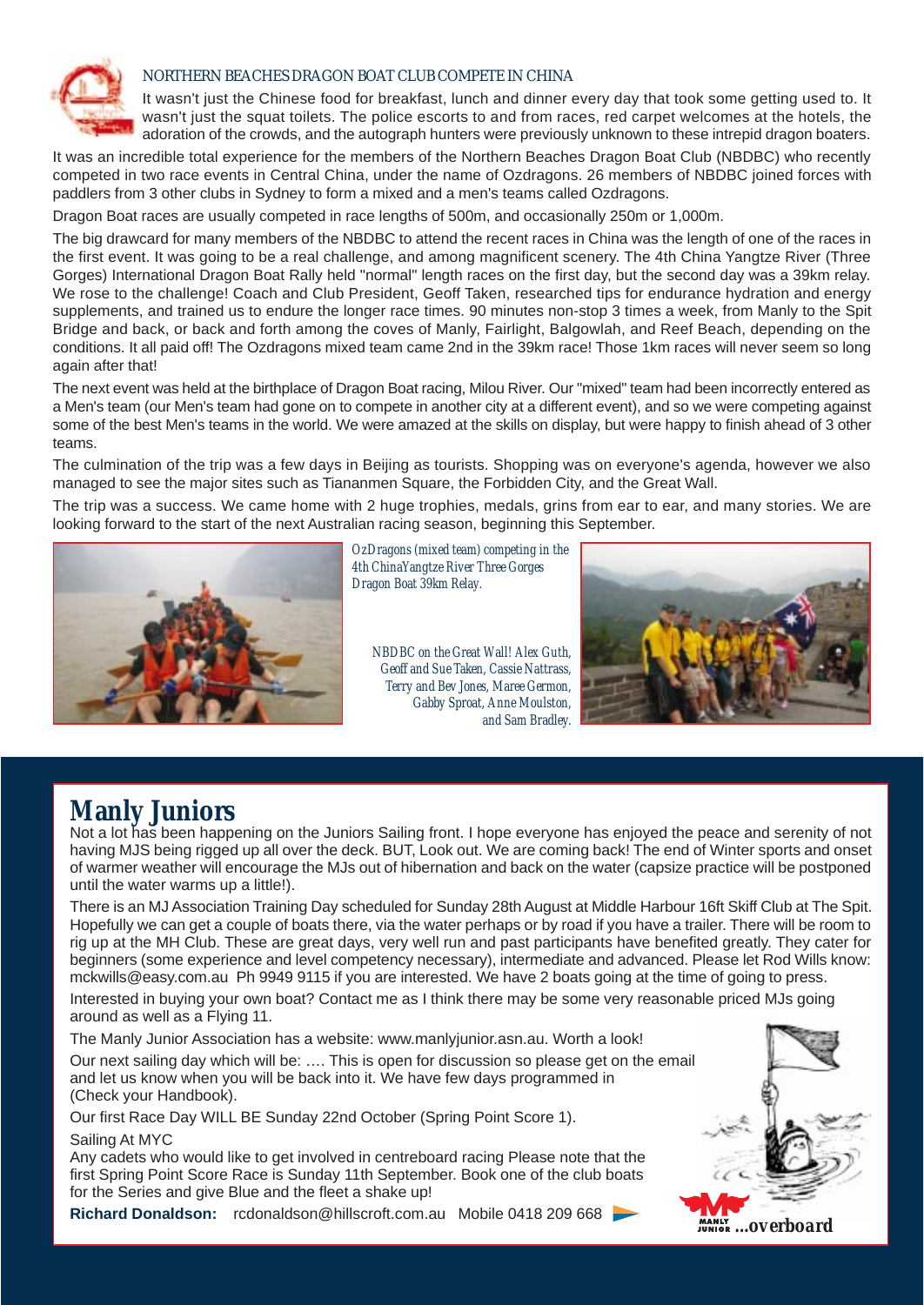## NORTHERN BEACHES DRAGON BOAT CLUB COMPETE IN CHINA

It wasn't just the Chinese food for breakfast, lunch and dinner every day that took some getting used to. It wasn't just the squat toilets. The police escorts to and from races, red carpet welcomes at the hotels, the adoration of the crowds, and the autograph hunters were previously unknown to these intrepid dragon boaters.

It was an incredible total experience for the members of the Northern Beaches Dragon Boat Club (NBDBC) who recently competed in two race events in Central China, under the name of Ozdragons. 26 members of NBDBC joined forces with paddlers from 3 other clubs in Sydney to form a mixed and a men's teams called Ozdragons.

Dragon Boat races are usually competed in race lengths of 500m, and occasionally 250m or 1,000m.

The big drawcard for many members of the NBDBC to attend the recent races in China was the length of one of the races in the first event. It was going to be a real challenge, and among magnificent scenery. The 4th China Yangtze River (Three Gorges) International Dragon Boat Rally held "normal" length races on the first day, but the second day was a 39km relay. We rose to the challenge! Coach and Club President, Geoff Taken, researched tips for endurance hydration and energy supplements, and trained us to endure the longer race times. 90 minutes non-stop 3 times a week, from Manly to the Spit Bridge and back, or back and forth among the coves of Manly, Fairlight, Balgowlah, and Reef Beach, depending on the conditions. It all paid off! The Ozdragons mixed team came 2nd in the 39km race! Those 1km races will never seem so long again after that!

The next event was held at the birthplace of Dragon Boat racing, Milou River. Our "mixed" team had been incorrectly entered as a Men's team (our Men's team had gone on to compete in another city at a different event), and so we were competing against some of the best Men's teams in the world. We were amazed at the skills on display, but were happy to finish ahead of 3 other teams.

The culmination of the trip was a few days in Beijing as tourists. Shopping was on everyone's agenda, however we also managed to see the major sites such as Tiananmen Square, the Forbidden City, and the Great Wall.

The trip was a success. We came home with 2 huge trophies, medals, grins from ear to ear, and many stories. We are looking forward to the start of the next Australian racing season, beginning this September.

*OzDragons (mixed team) competing in the 4th ChinaYangtze River Three Gorges Dragon Boat 39km Relay.*

*NBDBC on the Great Wall! Alex Guth, Geoff and Sue Taken, Cassie Nattrass, Terry and Bev Jones, Maree Germon, Gabby Sproat, Anne Moulston, and Sam Bradley.*

# Manly Juniors

Not a lot has been happening on the Juniors Sailing front. I hope everyone has enjoyed the peace and serenity of not having MJS being rigged up all over the deck. BUT, Look out. We are coming back! The end of Winter sports and onset of warmer weather will encourage the MJs out of hibernation and back on the water (capsize practice will be postponed until the water warms up a little!).

There is an MJ Association Training Day scheduled for Sunday 28th August at Middle Harbour 16ft Skiff Club at The Spit. Hopefully we can get a couple of boats there, via the water perhaps or by road if you have a trailer. There will be room to rig up at the MH Club. These are great days, very well run and past participants have benefited greatly. They cater for beginners (some experience and level competency necessary), intermediate and advanced. Please let Rod Wills know: mckwills@easy.com.au Ph 9949 9115 if you are interested. We have 2 boats going at the time of going to press.

Interested in buying your own boat? Contact me as I think there may be some very reasonable priced MJs going around as well as a Flying 11.

The Manly Junior Association has a website: www.manlyjunior.asn.au. Worth a look!

Our next sailing day which will be: …. This is open for discussion so please get on the email and let us know when you will be back into it. We have few days programmed in (Check your Handbook).

Our first Race Day WILL BE Sunday 22nd October (Spring Point Score 1).

Sailing At MYC

Any cadets who would like to get involved in centreboard racing Please note that the first Spring Point Score Race is Sunday 11th September. Book one of the club boats for the Series and give Blue and the fleet a shake up!

**Richard Donaldson:** rcdonaldson@hillscroft.com.au Mobile 0418 209 668

MANLY JUNIOR ...overboard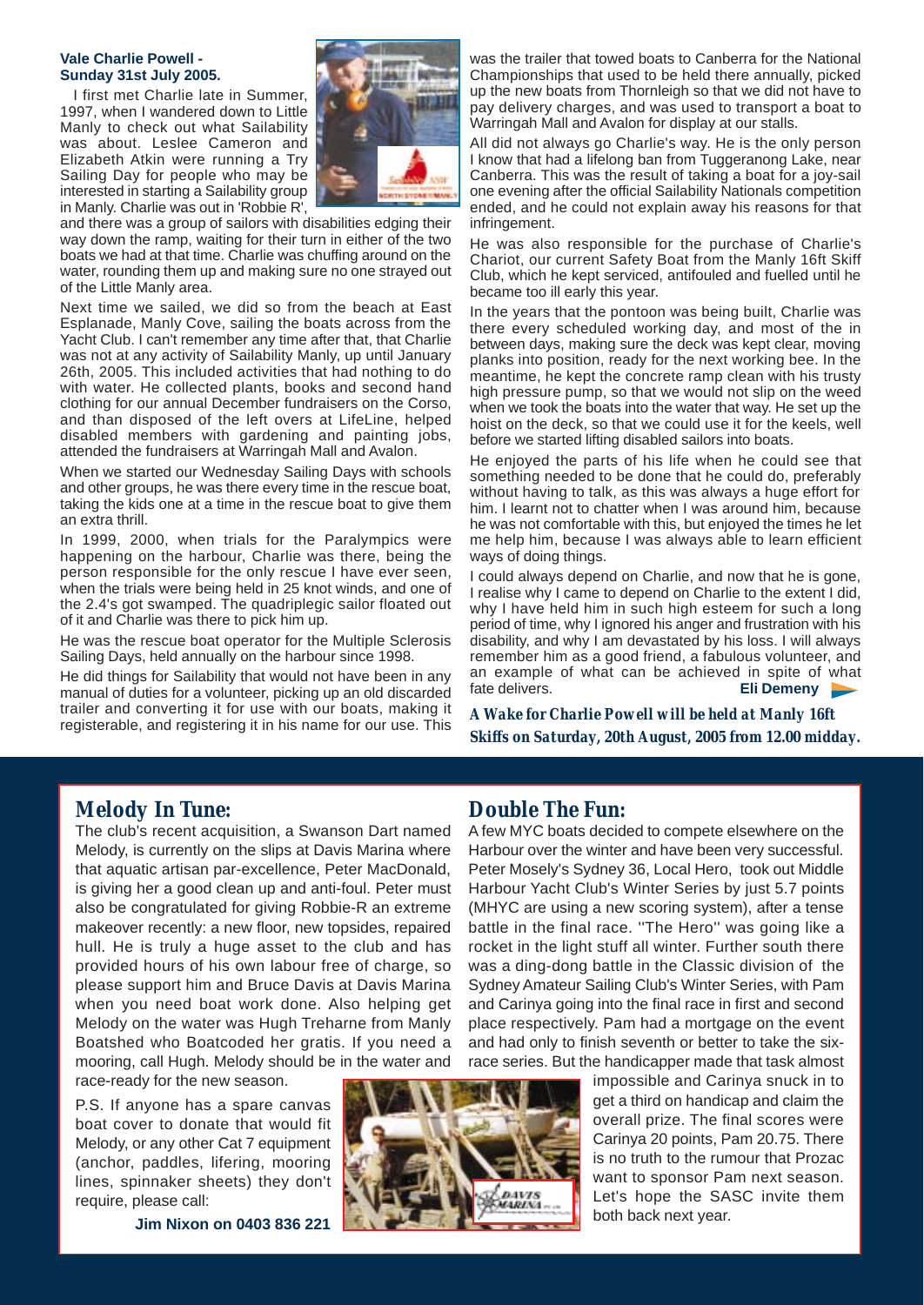### Vale Charlie Powell - Sunday 31st July 2005.

I first met Charlie late in Summer, 1997, when I wandered down to Little Manly to check out what Sailability was about. Leslee Cameron and Elizabeth Atkin were running a Try Sailing Day for people who may be interested in starting a Sailability group in Manly. Charlie was out in 'Robbie R', and there was a group of sailors with disabilities edging their way down the ramp, waiting for their turn in either of the two boats we had at that time. Charlie was chuffing around on the water, rounding them up and making sure no one strayed out of the Little Manly area.

Next time we sailed, we did so from the beach at East Esplanade, Manly Cove, sailing the boats across from the Yacht Club. I can't remember any time after that, that Charlie was not at any activity of Sailability Manly, up until January 26th, 2005. This included activities that had nothing to do with water. He collected plants, books and second hand clothing for our annual December fundraisers on the Corso, and than disposed of the left overs at LifeLine, helped disabled members with gardening and painting jobs, attended the fundraisers at Warringah Mall and Avalon.

When we started our Wednesday Sailing Days with schools and other groups, he was there every time in the rescue boat, taking the kids one at a time in the rescue boat to give them an extra thrill.

In 1999, 2000, when trials for the Paralympics were happening on the harbour, Charlie was there, being the person responsible for the only rescue I have ever seen, when the trials were being held in 25 knot winds, and one of the 2.4's got swamped. The quadriplegic sailor floated out of it and Charlie was there to pick him up.

He was the rescue boat operator for the Multiple Sclerosis Sailing Days, held annually on the harbour since 1998.

He did things for Sailability that would not have been in any manual of duties for a volunteer, picking up an old discarded trailer and converting it for use with our boats, making it registerable, and registering it in his name for our use. This was the trailer that towed boats to Canberra for the National Championships that used to be held there annually, picked up the new boats from Thornleigh so that we did not have to pay delivery charges, and was used to transport a boat to Warringah Mall and Avalon for display at our stalls.

All did not always go Charlie's way. He is the only person I know that had a lifelong ban from Tuggeranong Lake, near Canberra. This was the result of taking a boat for a joy-sail one evening after the official Sailability Nationals competition ended, and he could not explain away his reasons for that infringement.

He was also responsible for the purchase of Charlie's Chariot, our current Safety Boat from the Manly 16ft Skiff Club, which he kept serviced, antifouled and fuelled until he became too ill early this year.

In the years that the pontoon was being built, Charlie was there every scheduled working day, and most of the in between days, making sure the deck was kept clear, moving planks into position, ready for the next working bee. In the meantime, he kept the concrete ramp clean with his trusty high pressure pump, so that we would not slip on the weed when we took the boats into the water that way. He set up the hoist on the deck, so that we could use it for the keels, well before we started lifting disabled sailors into boats.

He enjoyed the parts of his life when he could see that something needed to be done that he could do, preferably without having to talk, as this was always a huge effort for him. I learnt not to chatter when I was around him, because he was not comfortable with this, but enjoyed the times he let me help him, because I was always able to learn efficient ways of doing things.

I could always depend on Charlie, and now that he is gone, I realise why I came to depend on Charlie to the extent I did, why I have held him in such high esteem for such a long period of time, why I ignored his anger and frustration with his disability, and why I am devastated by his loss. I will always remember him as a good friend, a fabulous volunteer, and an example of what can be achieved in spite of what fate delivers.

**Eli Demeny**

***A Wake for Charlie Powell will be held at Manly 16ft Skiffs on Saturday, 20th August, 2005 from 12.00 midday.***

## Melody In Tune:

The club's recent acquisition, a Swanson Dart named Melody, is currently on the slips at Davis Marina where that aquatic artisan par-excellence, Peter MacDonald, is giving her a good clean up and anti-foul. Peter must also be congratulated for giving Robbie-R an extreme makeover recently: a new floor, new topsides, repaired hull. He is truly a huge asset to the club and has provided hours of his own labour free of charge, so please support him and Bruce Davis at Davis Marina when you need boat work done. Also helping get Melody on the water was Hugh Treharne from Manly Boatshed who Boatcoded her gratis. If you need a mooring, call Hugh. Melody should be in the water and race-ready for the new season.

P.S. If anyone has a spare canvas boat cover to donate that would fit Melody, or any other Cat 7 equipment (anchor, paddles, lifering, mooring lines, spinnaker sheets) they don't require, please call:

**Jim Nixon on 0403 836 221**

## Double The Fun:

A few MYC boats decided to compete elsewhere on the Harbour over the winter and have been very successful. Peter Mosely's Sydney 36, Local Hero, took out Middle Harbour Yacht Club's Winter Series by just 5.7 points (MHYC are using a new scoring system), after a tense battle in the final race. "The Hero" was going like a rocket in the light stuff all winter. Further south there was a ding-dong battle in the Classic division of the Sydney Amateur Sailing Club's Winter Series, with Pam and Carinya going into the final race in first and second place respectively. Pam had a mortgage on the event and had only to finish seventh or better to take the six-race series. But the handicapper made that task almost impossible and Carinya snuck in to get a third on handicap and claim the overall prize. The final scores were Carinya 20 points, Pam 20.75. There is no truth to the rumour that Prozac want to sponsor Pam next season. Let's hope the SASC invite them both back next year.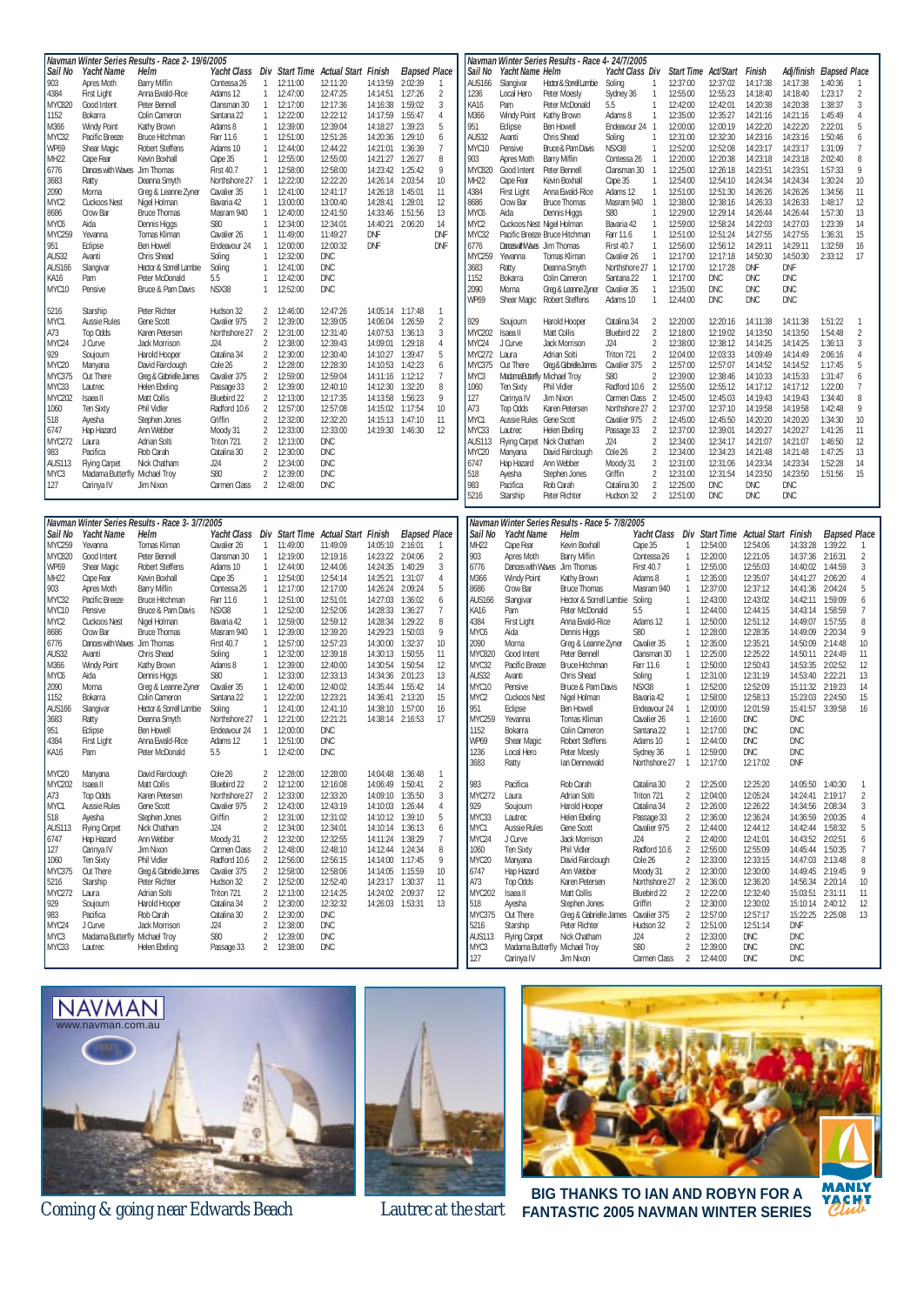## Navman Winter Series Results - Race 2- 19/6/2005

| Sail No | Yacht Name | Helm | Yacht Class | Div | Start Time | Actual Start | Finish | Elapsed | Place |
|---|---|---|---|---|---|---|---|---|---|
| 903 | Apres Moth | Barry Mifflin | Contessa 26 | 1 | 12:11:00 | 12:11:20 | 14:13:59 | 2:02:39 | 1 |
| 4384 | First Light | Anna Ewald-Rice | Adams 12 | 1 | 12:47:00 | 12:47:25 | 14:14:51 | 1:27:26 | 2 |
| MYC820 | Good Intent | Peter Bennell | Clansman 30 | 1 | 12:17:00 | 12:17:36 | 14:16:38 | 1:59:02 | 3 |
| 1152 | Bokarra | Colin Cameron | Santana 22 | 1 | 12:22:00 | 12:22:12 | 14:17:59 | 1:55:47 | 4 |
| M366 | Windy Point | Kathy Brown | Adams 8 | 1 | 12:39:00 | 12:39:04 | 14:18:27 | 1:39:23 | 5 |
| MYC32 | Pacific Breeze | Bruce Hitchman | Farr 11.6 | 1 | 12:51:00 | 12:51:26 | 14:20:36 | 1:29:10 | 6 |
| WP69 | Shear Magic | Robert Steffens | Adams 10 | 1 | 12:44:00 | 12:44:22 | 14:21:01 | 1:36:39 | 7 |
| MH22 | Cape Fear | Kevin Boxhall | Cape 35 | 1 | 12:55:00 | 12:55:00 | 14:21:27 | 1:26:27 | 8 |
| 6776 | Dances with Waves | Jim Thomas | First 40.7 | 1 | 12:58:00 | 12:58:00 | 14:23:42 | 1:25:42 | 9 |
| 3683 | Ratty | Deanna Smyth | Northshore 27 | 1 | 12:22:00 | 12:22:20 | 14:26:14 | 2:03:54 | 10 |
| 2090 | Morna | Greg & Leanne Zyner | Cavalier 35 | 1 | 12:41:00 | 12:41:17 | 14:26:18 | 1:45:01 | 11 |
| MYC2 | Cuckoos Nest | Nigel Holman | Bavaria 42 | 1 | 13:00:00 | 13:00:40 | 14:28:41 | 1:28:01 | 12 |
| 8686 | Crow Bar | Bruce Thomas | Masram 940 | 1 | 12:40:00 | 12:41:50 | 14:33:46 | 1:51:56 | 13 |
| MYC6 | Aida | Dennis Higgs | S80 | 1 | 12:34:00 | 12:34:01 | 14:40:21 | 2:06:20 | 14 |
| MYC259 | Yevanna | Tomas Kliman | Cavalier 26 | 1 | 11:49:00 | 11:49:27 | DNF | | DNF |
| 951 | Eclipse | Ben Howell | Endeavour 24 | 1 | 12:00:00 | 12:00:32 | DNF | | DNF |
| AUS32 | Avanti | Chris Shead | Soling | 1 | 12:32:00 | DNC | | | |
| AUS166 | Slangivar | Hector & Sorrell Lambie | Soling | 1 | 12:41:00 | DNC | | | |
| KA16 | Pam | Peter McDonald | 5.5 | 1 | 12:42:00 | DNC | | | |
| MYC10 | Pensive | Bruce & Pam Davis | NSX38 | 1 | 12:52:00 | DNC | | | |
| 5216 | Starship | Peter Richter | Hudson 32 | 2 | 12:46:00 | 12:47:26 | 14:05:14 | 1:17:48 | 1 |
| MYC1 | Aussie Rules | Gene Scott | Cavalier 975 | 2 | 12:39:00 | 12:39:05 | 14:06:04 | 1:26:59 | 2 |
| A73 | Top Odds | Karen Petersen | Northshore 27 | 2 | 12:31:00 | 12:31:40 | 14:07:53 | 1:36:13 | 3 |
| MYC24 | J Curve | Jack Morrison | J24 | 2 | 12:38:00 | 12:39:43 | 14:09:01 | 1:29:18 | 4 |
| 929 | Soujourn | Harold Hooper | Catalina 34 | 2 | 12:30:00 | 12:30:40 | 14:10:27 | 1:39:47 | 5 |
| MYC20 | Manyana | David Fairclough | Cole 26 | 2 | 12:28:00 | 12:28:30 | 14:10:53 | 1:42:23 | 6 |
| MYC375 | Out There | Greg & Gabrielle James | Cavalier 375 | 2 | 12:59:00 | 12:59:04 | 14:11:16 | 1:12:12 | 7 |
| MYC33 | Lautrec | Helen Ebeling | Passage 33 | 2 | 12:39:00 | 12:40:10 | 14:12:30 | 1:32:20 | 8 |
| MYC202 | Isaea II | Matt Collis | Bluebird 22 | 2 | 12:13:00 | 12:17:35 | 14:13:58 | 1:56:23 | 9 |
| 1060 | Ten Sixty | Phil Vidler | Radford 10.6 | 2 | 12:57:00 | 12:57:08 | 14:15:02 | 1:17:54 | 10 |
| 518 | Ayesha | Stephen Jones | Griffin | 2 | 12:32:00 | 12:32:20 | 14:15:13 | 1:47:10 | 11 |
| 6747 | Hap Hazard | Ann Webber | Moody 31 | 2 | 12:33:00 | 12:33:00 | 14:19:30 | 1:46:30 | 12 |
| MYC272 | Laura | Adrian Solti | Triton 721 | 2 | 12:13:00 | DNC | | | |
| 983 | Pacifica | Rob Carah | Catalina 30 | 2 | 12:30:00 | DNC | | | |
| AUS113 | Flying Carpet | Nick Chatham | J24 | 2 | 12:34:00 | DNC | | | |
| MYC3 | Madama Butterfly | Michael Troy | S80 | 2 | 12:39:00 | DNC | | | |
| 127 | Carinya IV | Jim Nixon | Carmen Class | 2 | 12:48:00 | DNC | | | |

## Navman Winter Series Results - Race 3- 3/7/2005

| Sail No | Yacht Name | Helm | Yacht Class | Div | Start Time | Actual Start | Finish | Elapsed | Place |
|---|---|---|---|---|---|---|---|---|---|
| MYC259 | Yevanna | Tomas Kliman | Cavalier 26 | 1 | 11:49:00 | 11:49:09 | 14:05:10 | 2:16:01 | 1 |
| MYC820 | Good Intent | Peter Bennell | Clansman 30 | 1 | 12:19:00 | 12:19:16 | 14:23:22 | 2:04:06 | 2 |
| WP69 | Shear Magic | Robert Steffens | Adams 10 | 1 | 12:44:00 | 12:44:06 | 14:24:35 | 1:40:29 | 3 |
| MH22 | Cape Fear | Kevin Boxhall | Cape 35 | 1 | 12:54:00 | 12:54:14 | 14:25:21 | 1:31:07 | 4 |
| 903 | Apres Moth | Barry Mifflin | Contessa 26 | 1 | 12:17:00 | 12:17:00 | 14:26:24 | 2:09:24 | 5 |
| MYC32 | Pacific Breeze | Bruce Hitchman | Farr 11.6 | 1 | 12:51:00 | 12:51:01 | 14:27:03 | 1:36:02 | 6 |
| MYC10 | Pensive | Bruce & Pam Davis | NSX38 | 1 | 12:52:00 | 12:52:06 | 14:28:33 | 1:36:27 | 7 |
| MYC2 | Cuckoos Nest | Nigel Holman | Bavaria 42 | 1 | 12:59:00 | 12:59:12 | 14:28:34 | 1:29:22 | 8 |
| 8686 | Crow Bar | Bruce Thomas | Masram 940 | 1 | 12:39:00 | 12:39:20 | 14:29:23 | 1:50:03 | 9 |
| 6776 | Dances with Waves | Jim Thomas | First 40.7 | 1 | 12:57:00 | 12:57:23 | 14:30:00 | 1:32:37 | 10 |
| AUS32 | Avanti | Chris Shead | Soling | 1 | 12:32:00 | 12:39:18 | 14:30:13 | 1:50:55 | 11 |
| M366 | Windy Point | Kathy Brown | Adams 8 | 1 | 12:39:00 | 12:40:00 | 14:30:54 | 1:50:54 | 12 |
| MYC6 | Aida | Dennis Higgs | S80 | 1 | 12:33:00 | 12:33:13 | 14:34:36 | 2:01:23 | 13 |
| 2090 | Morna | Greg & Leanne Zyner | Cavalier 35 | 1 | 12:40:00 | 12:40:02 | 14:35:44 | 1:55:42 | 14 |
| 1152 | Bokarra | Colin Cameron | Santana 22 | 1 | 12:22:00 | 12:23:21 | 14:36:41 | 2:13:20 | 15 |
| AUS166 | Slangivar | Hector & Sorrell Lambie | Soling | 1 | 12:41:00 | 12:41:10 | 14:38:10 | 1:57:00 | 16 |
| 3683 | Ratty | Deanna Smyth | Northshore 27 | 1 | 12:21:00 | 12:21:21 | 14:38:14 | 2:16:53 | 17 |
| 951 | Eclipse | Ben Howell | Endeavour 24 | 1 | 12:00:00 | DNC | | | |
| 4384 | First Light | Anna Ewald-Rice | Adams 12 | 1 | 12:51:00 | DNC | | | |
| KA16 | Pam | Peter McDonald | 5.5 | 1 | 12:42:00 | DNC | | | |
| MYC20 | Manyana | David Fairclough | Cole 26 | 2 | 12:28:00 | 12:28:00 | 14:04:48 | 1:36:48 | 1 |
| MYC202 | Isaea II | Matt Collis | Bluebird 22 | 2 | 12:12:00 | 12:16:08 | 14:06:49 | 1:50:41 | 2 |
| A73 | Top Odds | Karen Petersen | Northshore 27 | 2 | 12:33:00 | 12:33:20 | 14:09:10 | 1:35:50 | 3 |
| MYC1 | Aussie Rules | Gene Scott | Cavalier 975 | 2 | 12:43:00 | 12:43:19 | 14:10:03 | 1:26:44 | 4 |
| 518 | Ayesha | Stephen Jones | Griffin | 2 | 12:31:00 | 12:31:02 | 14:10:12 | 1:39:10 | 5 |
| AUS113 | Flying Carpet | Nick Chatham | J24 | 2 | 12:34:00 | 12:34:01 | 14:10:14 | 1:36:13 | 6 |
| 6747 | Hap Hazard | Ann Webber | Moody 31 | 2 | 12:32:00 | 12:32:55 | 14:11:24 | 1:38:29 | 7 |
| 127 | Carinya IV | Jim Nixon | Carmen Class | 2 | 12:48:00 | 12:48:10 | 14:12:44 | 1:24:34 | 8 |
| 1060 | Ten Sixty | Phil Vidler | Radford 10.6 | 2 | 12:56:00 | 12:56:15 | 14:14:00 | 1:17:45 | 9 |
| MYC375 | Out There | Greg & Gabrielle James | Cavalier 375 | 2 | 12:58:00 | 12:58:06 | 14:14:05 | 1:15:59 | 10 |
| 5216 | Starship | Peter Richter | Hudson 32 | 2 | 12:52:00 | 12:52:40 | 14:23:17 | 1:30:37 | 11 |
| MYC272 | Laura | Adrian Solti | Triton 721 | 2 | 12:13:00 | 12:14:25 | 14:24:02 | 2:09:37 | 12 |
| 929 | Soujourn | Harold Hooper | Catalina 34 | 2 | 12:30:00 | 12:32:32 | 14:26:03 | 1:53:31 | 13 |
| 983 | Pacifica | Rob Carah | Catalina 30 | 2 | 12:30:00 | DNC | | | |
| MYC24 | J Curve | Jack Morrison | J24 | 2 | 12:38:00 | DNC | | | |
| MYC3 | Madama Butterfly | Michael Troy | S80 | 2 | 12:39:00 | DNC | | | |
| MYC33 | Lautrec | Helen Ebeling | Passage 33 | 2 | 12:38:00 | DNC | | | |

## Navman Winter Series Results - Race 4- 24/7/2005

| Sail No | Yacht Name | Helm | Yacht Class | Div | Start Time | Act/Start | Finish | Adj/finish | Elapsed | Place |
|---|---|---|---|---|---|---|---|---|---|---|
| AUS166 | Slangivar | Hector & Sorrell Lambie | Soling | 1 | 12:37:00 | 12:37:02 | 14:17:38 | 14:17:38 | 1:40:36 | 1 |
| 1236 | Local Hero | Peter Moesly | Sydney 36 | 1 | 12:55:00 | 12:55:23 | 14:18:40 | 14:18:40 | 1:23:17 | 2 |
| KA16 | Pam | Peter McDonald | 5.5 | 1 | 12:42:00 | 12:42:01 | 14:20:38 | 14:20:38 | 1:38:37 | 3 |
| M366 | Windy Point | Kathy Brown | Adams 8 | 1 | 12:35:00 | 12:35:27 | 14:21:16 | 14:21:16 | 1:45:49 | 4 |
| 951 | Eclipse | Ben Howell | Endeavour 24 | 1 | 12:00:00 | 12:00:19 | 14:22:20 | 14:22:20 | 2:22:01 | 5 |
| AUS32 | Avanti | Chris Shead | Soling | 1 | 12:31:00 | 12:32:30 | 14:23:16 | 14:23:16 | 1:50:46 | 6 |
| MYC10 | Pensive | Bruce & Pam Davis | NSX38 | 1 | 12:52:00 | 12:52:08 | 14:23:17 | 14:23:17 | 1:31:09 | 7 |
| 903 | Apres Moth | Barry Mifflin | Contessa 26 | 1 | 12:20:00 | 12:20:38 | 14:23:18 | 14:23:18 | 2:02:40 | 8 |
| MYC820 | Good Intent | Peter Bennell | Clansman 30 | 1 | 12:25:00 | 12:26:18 | 14:23:51 | 14:23:51 | 1:57:33 | 9 |
| MH22 | Cape Fear | Kevin Boxhall | Cape 35 | 1 | 12:54:00 | 12:54:10 | 14:24:34 | 14:24:34 | 1:30:24 | 10 |
| 4384 | First Light | Anna Ewald-Rice | Adams 12 | 1 | 12:51:00 | 12:51:30 | 14:26:26 | 14:26:26 | 1:34:56 | 11 |
| 8686 | Crow Bar | Bruce Thomas | Masram 940 | 1 | 12:38:00 | 12:38:16 | 14:26:33 | 14:26:33 | 1:48:17 | 12 |
| MYC6 | Aida | Dennis Higgs | S80 | 1 | 12:29:00 | 12:29:14 | 14:26:44 | 14:26:44 | 1:57:30 | 13 |
| MYC2 | Cuckoos Nest | Nigel Holman | Bavaria 42 | 1 | 12:59:00 | 12:58:24 | 14:22:03 | 14:27:03 | 1:23:39 | 14 |
| MYC32 | Pacific Breeze | Bruce Hitchman | Farr 11.6 | 1 | 12:51:00 | 12:51:24 | 14:27:55 | 14:27:55 | 1:36:31 | 15 |
| 6776 | Dances with Waves | Jim Thomas | First 40.7 | 1 | 12:56:00 | 12:56:12 | 14:29:11 | 14:29:11 | 1:32:59 | 16 |
| MYC259 | Yevanna | Tomas Kliman | Cavalier 26 | 1 | 12:17:00 | 12:17:18 | 14:50:30 | 14:50:30 | 2:33:12 | 17 |
| 3683 | Ratty | Deanna Smyth | Northshore 27 | 1 | 12:17:00 | 12:17:28 | DNF | DNF | | |
| 1152 | Bokarra | Colin Cameron | Santana 22 | 1 | 12:17:00 | DNC | DNC | DNC | | |
| 2090 | Morna | Greg & Leanne Zyner | Cavalier 35 | 1 | 12:35:00 | DNC | DNC | DNC | | |
| WP69 | Shear Magic | Robert Steffens | Adams 10 | 1 | 12:44:00 | DNC | DNC | DNC | | |
| 929 | Soujourn | Harold Hooper | Catalina 34 | 2 | 12:20:00 | 12:20:16 | 14:11:38 | 14:11:38 | 1:51:22 | 1 |
| MYC202 | Isaea II | Matt Collis | Bluebird 22 | 2 | 12:18:00 | 12:19:02 | 14:13:50 | 14:13:50 | 1:54:48 | 2 |
| MYC24 | J Curve | Jack Morrison | J24 | 2 | 12:38:00 | 12:38:12 | 14:14:25 | 14:14:25 | 1:36:13 | 3 |
| MYC272 | Laura | Adrian Solti | Triton 721 | 2 | 12:04:00 | 12:03:33 | 14:09:49 | 14:14:49 | 2:06:16 | 4 |
| MYC375 | Out There | Greg & Gabrielle James | Cavalier 375 | 2 | 12:57:00 | 12:57:07 | 14:14:52 | 14:14:52 | 1:17:45 | 5 |
| MYC3 | Madama Butterfly | Michael Troy | S80 | 2 | 12:39:00 | 12:38:46 | 14:10:33 | 14:15:33 | 1:31:47 | 6 |
| 1060 | Ten Sixty | Phil Vidler | Radford 10.6 | 2 | 12:55:00 | 12:55:12 | 14:17:12 | 14:17:12 | 1:22:00 | 7 |
| 127 | Carinya IV | Jim Nixon | Carmen Class | 2 | 12:45:00 | 12:45:03 | 14:19:43 | 14:19:43 | 1:34:40 | 8 |
| A73 | Top Odds | Karen Petersen | Northshore 27 | 2 | 12:37:00 | 12:37:10 | 14:19:58 | 14:19:58 | 1:42:48 | 9 |
| MYC1 | Aussie Rules | Gene Scott | Cavalier 975 | 2 | 12:45:00 | 12:45:50 | 14:20:20 | 14:20:20 | 1:34:30 | 10 |
| MYC33 | Lautrec | Helen Ebeling | Passage 33 | 2 | 12:37:00 | 12:39:01 | 14:20:27 | 14:20:27 | 1:41:26 | 11 |
| AUS113 | Flying Carpet | Nick Chatham | J24 | 2 | 12:34:00 | 12:34:17 | 14:21:07 | 14:21:07 | 1:46:50 | 12 |
| MYC20 | Manyana | David Fairclough | Cole 26 | 2 | 12:34:00 | 12:34:23 | 14:21:48 | 14:21:48 | 1:47:25 | 13 |
| 6747 | Hap Hazard | Ann Webber | Moody 31 | 2 | 12:31:00 | 12:31:06 | 14:23:34 | 14:23:34 | 1:52:28 | 14 |
| 518 | Ayesha | Stephen Jones | Griffin | 2 | 12:31:00 | 12:31:54 | 14:23:50 | 14:23:50 | 1:51:56 | 15 |
| 983 | Pacifica | Rob Carah | Catalina 30 | 2 | 12:25:00 | DNC | DNC | DNC | | |
| 5216 | Starship | Peter Richter | Hudson 32 | 2 | 12:51:00 | DNC | DNC | DNC | | |

## Navman Winter Series Results - Race 5- 7/8/2005

| Sail No | Yacht Name | Helm | Yacht Class | Div | Start Time | Actual Start | Finish | Elapsed | Place |
|---|---|---|---|---|---|---|---|---|---|
| MH22 | Cape Fear | Kevin Boxhall | Cape 35 | 1 | 12:54:00 | 12:54:06 | 14:33:28 | 1:39:22 | 1 |
| 903 | Apres Moth | Barry Mifflin | Contessa 26 | 1 | 12:20:00 | 12:21:05 | 14:37:36 | 2:16:31 | 2 |
| 6776 | Dances with Waves | Jim Thomas | First 40.7 | 1 | 12:55:00 | 12:55:03 | 14:40:02 | 1:44:59 | 3 |
| M366 | Windy Point | Kathy Brown | Adams 8 | 1 | 12:35:00 | 12:35:07 | 14:41:27 | 2:06:20 | 4 |
| 8686 | Crow Bar | Bruce Thomas | Masram 940 | 1 | 12:37:00 | 12:37:12 | 14:41:36 | 2:04:24 | 5 |
| AUS166 | Slangivar | Hector & Sorrell Lambie | Soling | 1 | 12:43:00 | 12:43:02 | 14:42:11 | 1:59:09 | 6 |
| KA16 | Pam | Peter McDonald | 5.5 | 1 | 12:44:00 | 12:44:15 | 14:43:14 | 1:58:59 | 7 |
| 4384 | First Light | Anna Ewald-Rice | Adams 12 | 1 | 12:50:00 | 12:51:12 | 14:49:07 | 1:57:55 | 8 |
| MYC6 | Aida | Dennis Higgs | S80 | 1 | 12:28:00 | 12:28:35 | 14:49:09 | 2:20:34 | 9 |
| 2090 | Morna | Greg & Leanne Zyner | Cavalier 35 | 1 | 12:35:00 | 12:35:21 | 14:50:09 | 2:14:48 | 10 |
| MYC820 | Good Intent | Peter Bennell | Clansman 30 | 1 | 12:25:00 | 12:25:22 | 14:50:11 | 2:24:49 | 11 |
| MYC32 | Pacific Breeze | Bruce Hitchman | Farr 11.6 | 1 | 12:50:00 | 12:50:43 | 14:53:35 | 2:02:52 | 12 |
| AUS32 | Avanti | Chris Shead | Soling | 1 | 12:31:00 | 12:31:19 | 14:53:40 | 2:22:21 | 13 |
| MYC10 | Pensive | Bruce & Pam Davis | NSX38 | 1 | 12:52:00 | 12:52:09 | 15:11:32 | 2:19:23 | 14 |
| MYC2 | Cuckoos Nest | Nigel Holman | Bavaria 42 | 1 | 12:58:00 | 12:58:13 | 15:23:03 | 2:24:50 | 15 |
| 951 | Eclipse | Ben Howell | Endeavour 24 | 1 | 12:00:00 | 12:01:59 | 15:41:57 | 3:39:58 | 16 |
| MYC259 | Yevanna | Tomas Kliman | Cavalier 26 | 1 | 12:16:00 | DNC | DNC | | |
| 1152 | Bokarra | Colin Cameron | Santana 22 | 1 | 12:17:00 | DNC | DNC | | |
| WP69 | Shear Magic | Robert Steffens | Adams 10 | 1 | 12:44:00 | DNC | DNC | | |
| 1236 | Local Hero | Peter Moesly | Sydney 36 | 1 | 12:59:00 | DNC | DNC | | |
| 3683 | Ratty | Ian Dennewald | Northshore 27 | 1 | 12:17:00 | 12:17:02 | DNF | | |
| 983 | Pacifica | Rob Carah | Catalina 30 | 2 | 12:25:00 | 12:25:20 | 14:05:50 | 1:40:30 | 1 |
| MYC272 | Laura | Adrian Solti | Triton 721 | 2 | 12:04:00 | 12:05:24 | 14:24:41 | 2:19:17 | 2 |
| 929 | Soujourn | Harold Hooper | Catalina 34 | 2 | 12:26:00 | 12:26:22 | 14:34:56 | 2:08:34 | 3 |
| MYC33 | Lautrec | Helen Ebeling | Passage 33 | 2 | 12:36:00 | 12:36:24 | 14:36:59 | 2:00:35 | 4 |
| MYC1 | Aussie Rules | Gene Scott | Cavalier 975 | 2 | 12:44:00 | 12:44:12 | 14:42:44 | 1:58:32 | 5 |
| MYC24 | J Curve | Jack Morrison | J24 | 2 | 12:40:00 | 12:41:01 | 14:43:52 | 2:02:51 | 6 |
| 1060 | Ten Sixty | Phil Vidler | Radford 10.6 | 2 | 12:55:00 | 12:55:09 | 14:45:44 | 1:50:35 | 7 |
| MYC20 | Manyana | David Fairclough | Cole 26 | 2 | 12:33:00 | 12:33:15 | 14:47:03 | 2:13:48 | 8 |
| 6747 | Hap Hazard | Ann Webber | Moody 31 | 2 | 12:30:00 | 12:30:00 | 14:49:45 | 2:19:45 | 9 |
| A73 | Top Odds | Karen Petersen | Northshore 27 | 2 | 12:36:00 | 12:36:20 | 14:56:34 | 2:20:14 | 10 |
| MYC202 | Isaea II | Matt Collis | Bluebird 22 | 2 | 12:22:00 | 12:32:40 | 15:03:51 | 2:31:11 | 11 |
| 518 | Ayesha | Stephen Jones | Griffin | 2 | 12:30:00 | 12:30:02 | 15:10:14 | 2:40:12 | 12 |
| MYC375 | Out There | Greg & Gabrielle James | Cavalier 375 | 2 | 12:57:00 | 12:57:17 | 15:22:25 | 2:25:08 | 13 |
| 5216 | Starship | Peter Richter | Hudson 32 | 2 | 12:51:00 | 12:51:14 | DNF | | |
| AUS113 | Flying Carpet | Nick Chatham | J24 | 2 | 12:33:00 | DNC | DNC | | |
| MYC3 | Madama Butterfly | Michael Troy | S80 | 2 | 12:39:00 | DNC | DNC | | |
| 127 | Carinya IV | Jim Nixon | Carmen Class | 2 | 12:44:00 | DNC | DNC | | |

NAVMAN
www.navman.com.au

Coming & going near Edwards Beach

Lautrec at the start

**BIG THANKS TO IAN AND ROBYN FOR A FANTASTIC 2005 NAVMAN WINTER SERIES**

MANLY YACHT Club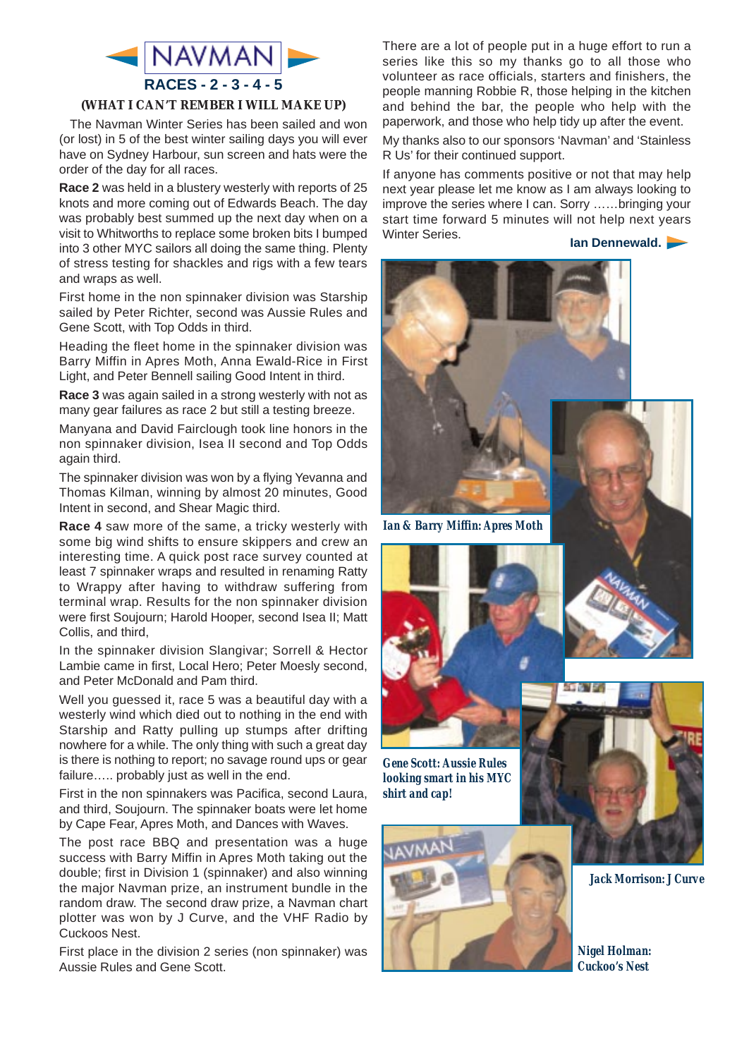# NAVMAN

## RACES - 2 - 3 - 4 - 5

**(WHAT I CAN'T REMBER I WILL MAKE UP)**

The Navman Winter Series has been sailed and won (or lost) in 5 of the best winter sailing days you will ever have on Sydney Harbour, sun screen and hats were the order of the day for all races.

**Race 2** was held in a blustery westerly with reports of 25 knots and more coming out of Edwards Beach. The day was probably best summed up the next day when on a visit to Whitworths to replace some broken bits I bumped into 3 other MYC sailors all doing the same thing. Plenty of stress testing for shackles and rigs with a few tears and wraps as well.

First home in the non spinnaker division was Starship sailed by Peter Richter, second was Aussie Rules and Gene Scott, with Top Odds in third.

Heading the fleet home in the spinnaker division was Barry Miffin in Apres Moth, Anna Ewald-Rice in First Light, and Peter Bennell sailing Good Intent in third.

**Race 3** was again sailed in a strong westerly with not as many gear failures as race 2 but still a testing breeze.

Manyana and David Fairclough took line honors in the non spinnaker division, Isea II second and Top Odds again third.

The spinnaker division was won by a flying Yevanna and Thomas Kilman, winning by almost 20 minutes, Good Intent in second, and Shear Magic third.

**Race 4** saw more of the same, a tricky westerly with some big wind shifts to ensure skippers and crew an interesting time. A quick post race survey counted at least 7 spinnaker wraps and resulted in renaming Ratty to Wrappy after having to withdraw suffering from terminal wrap. Results for the non spinnaker division were first Soujourn; Harold Hooper, second Isea II; Matt Collis, and third,

In the spinnaker division Slangivar; Sorrell & Hector Lambie came in first, Local Hero; Peter Moesly second, and Peter McDonald and Pam third.

Well you guessed it, race 5 was a beautiful day with a westerly wind which died out to nothing in the end with Starship and Ratty pulling up stumps after drifting nowhere for a while. The only thing with such a great day is there is nothing to report; no savage round ups or gear failure….. probably just as well in the end.

First in the non spinnakers was Pacifica, second Laura, and third, Soujourn. The spinnaker boats were let home by Cape Fear, Apres Moth, and Dances with Waves.

The post race BBQ and presentation was a huge success with Barry Miffin in Apres Moth taking out the double; first in Division 1 (spinnaker) and also winning the major Navman prize, an instrument bundle in the random draw. The second draw prize, a Navman chart plotter was won by J Curve, and the VHF Radio by Cuckoos Nest.

First place in the division 2 series (non spinnaker) was Aussie Rules and Gene Scott.

There are a lot of people put in a huge effort to run a series like this so my thanks go to all those who volunteer as race officials, starters and finishers, the people manning Robbie R, those helping in the kitchen and behind the bar, the people who help with the paperwork, and those who help tidy up after the event.

My thanks also to our sponsors 'Navman' and 'Stainless R Us' for their continued support.

If anyone has comments positive or not that may help next year please let me know as I am always looking to improve the series where I can. Sorry ……bringing your start time forward 5 minutes will not help next years Winter Series.

**Ian Dennewald.**

*Ian & Barry Miffin: Apres Moth*

*Gene Scott: Aussie Rules looking smart in his MYC shirt and cap!*

*Jack Morrison: J Curve*

*Nigel Holman: Cuckoo's Nest*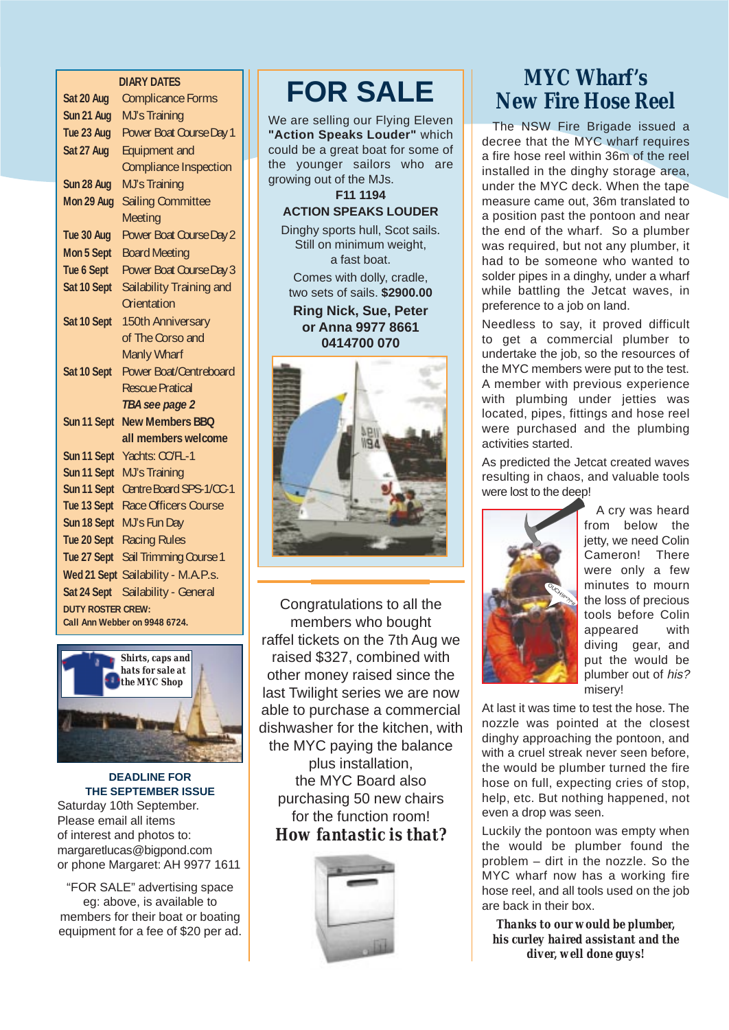## DIARY DATES

| | |
|---|---|
| **Sat 20 Aug** | Complicance Forms |
| **Sun 21 Aug** | MJ's Training |
| **Tue 23 Aug** | Power Boat Course Day 1 |
| **Sat 27 Aug** | Equipment and Compliance Inspection |
| **Sun 28 Aug** | MJ's Training |
| **Mon 29 Aug** | Sailing Committee Meeting |
| **Tue 30 Aug** | Power Boat Course Day 2 |
| **Mon 5 Sept** | Board Meeting |
| **Tue 6 Sept** | Power Boat Course Day 3 |
| **Sat 10 Sept** | Sailability Training and Orientation |
| **Sat 10 Sept** | 150th Anniversary of The Corso and Manly Wharf |
| **Sat 10 Sept** | Power Boat/Centreboard Rescue Pratical *TBA see page 2* |
| **Sun 11 Sept** | **New Members BBQ all members welcome** |
| **Sun 11 Sept** | Yachts: CC/FL-1 |
| **Sun 11 Sept** | MJ's Training |
| **Sun 11 Sept** | Centre Board SPS-1/CC-1 |
| **Tue 13 Sept** | Race Officers Course |
| **Sun 18 Sept** | MJ's Fun Day |
| **Tue 20 Sept** | Racing Rules |
| **Tue 27 Sept** | Sail Trimming Course 1 |
| **Wed 21 Sept** | Sailability - M.A.P.s. |
| **Sat 24 Sept** | Sailability - General |

**DUTY ROSTER CREW:**
**Call Ann Webber on 9948 6724.**

**Shirts, caps and hats for sale at the MYC Shop**

**DEADLINE FOR THE SEPTEMBER ISSUE**

Saturday 10th September.
Please email all items of interest and photos to:
margaretlucas@bigpond.com
or phone Margaret: AH 9977 1611

"FOR SALE" advertising space eg: above, is available to members for their boat or boating equipment for a fee of $20 per ad.

# FOR SALE

We are selling our Flying Eleven **"Action Speaks Louder"** which could be a great boat for some of the younger sailors who are growing out of the MJs.

**F11 1194**
**ACTION SPEAKS LOUDER**

Dinghy sports hull, Scot sails. Still on minimum weight, a fast boat.

Comes with dolly, cradle, two sets of sails. **$2900.00**

**Ring Nick, Sue, Peter or Anna 9977 8661 0414700 070**

Congratulations to all the members who bought raffel tickets on the 7th Aug we raised $327, combined with other money raised since the last Twilight series we are now able to purchase a commercial dishwasher for the kitchen, with the MYC paying the balance plus installation, the MYC Board also purchasing 50 new chairs for the function room!

***How fantastic is that?***

# MYC Wharf's New Fire Hose Reel

The NSW Fire Brigade issued a decree that the MYC wharf requires a fire hose reel within 36m of the reel installed in the dinghy storage area, under the MYC deck. When the tape measure came out, 36m translated to a position past the pontoon and near the end of the wharf. So a plumber was required, but not any plumber, it had to be someone who wanted to solder pipes in a dinghy, under a wharf while battling the Jetcat waves, in preference to a job on land.

Needless to say, it proved difficult to get a commercial plumber to undertake the job, so the resources of the MYC members were put to the test. A member with previous experience with plumbing under jetties was located, pipes, fittings and hose reel were purchased and the plumbing activities started.

As predicted the Jetcat created waves resulting in chaos, and valuable tools were lost to the deep!

A cry was heard from below the jetty, we need Colin Cameron! There were only a few minutes to mourn the loss of precious tools before Colin appeared with diving gear, and put the would be plumber out of *his?* misery!

At last it was time to test the hose. The nozzle was pointed at the closest dinghy approaching the pontoon, and with a cruel streak never seen before, the would be plumber turned the fire hose on full, expecting cries of stop, help, etc. But nothing happened, not even a drop was seen.

Luckily the pontoon was empty when the would be plumber found the problem – dirt in the nozzle. So the MYC wharf now has a working fire hose reel, and all tools used on the job are back in their box.

***Thanks to our would be plumber, his curley haired assistant and the diver, well done guys!***